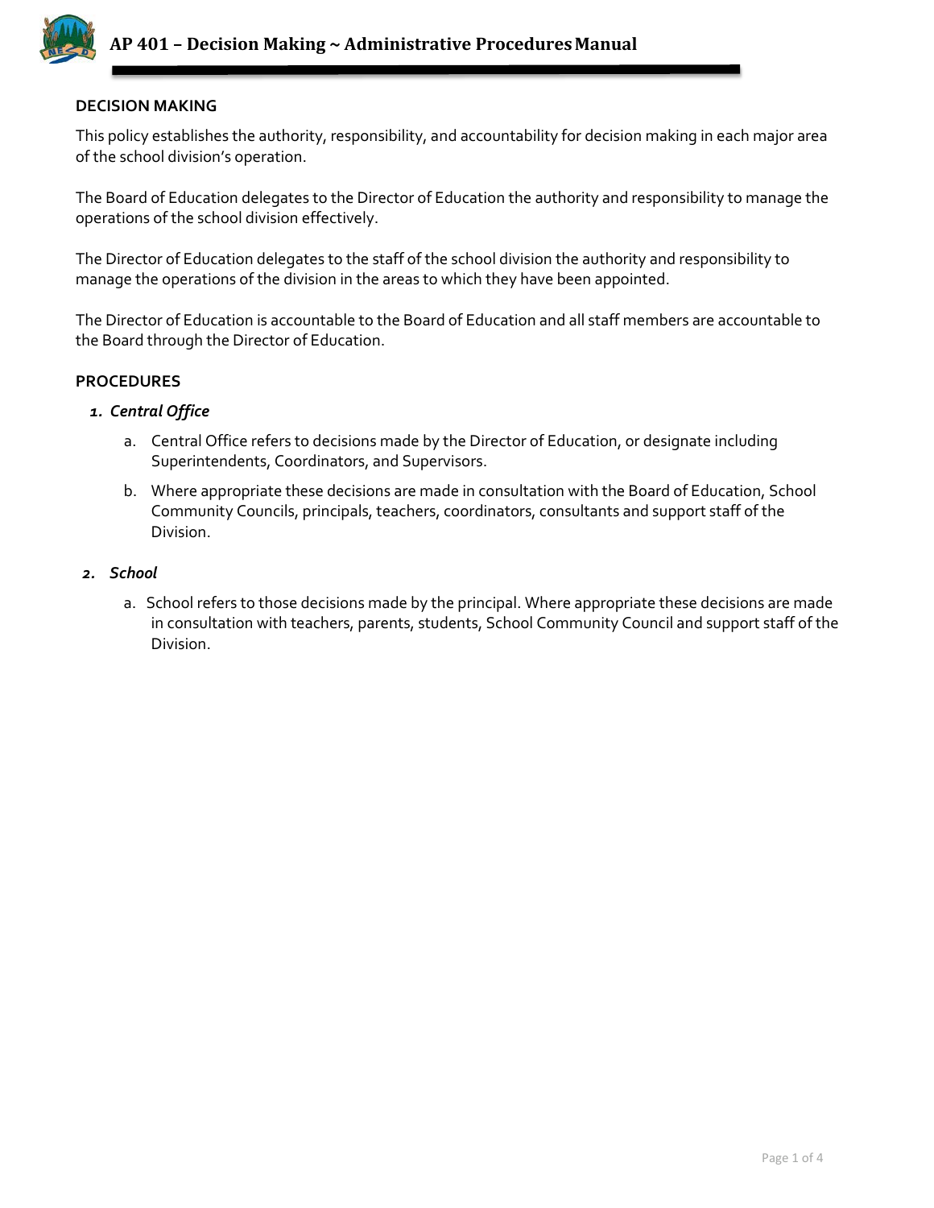# AP 401 – Decision Making ~ Administrative Procedures Manual

## DECISION MAKING

This policy establishes the authority, responsibility, and accountability for decision making in each major area of the school division's operation.

The Board of Education delegates to the Director of Education the authority and responsibility to manage the operations of the school division effectively.

The Director of Education delegates to the staff of the school division the authority and responsibility to manage the operations of the division in the areas to which they have been appointed.

The Director of Education is accountable to the Board of Education and all staff members are accountable to the Board through the Director of Education.

## PROCEDURES

1. ***Central Office***

   a. Central Office refers to decisions made by the Director of Education, or designate including Superintendents, Coordinators, and Supervisors.

   b. Where appropriate these decisions are made in consultation with the Board of Education, School Community Councils, principals, teachers, coordinators, consultants and support staff of the Division.

2. ***School***

   a. School refers to those decisions made by the principal. Where appropriate these decisions are made in consultation with teachers, parents, students, School Community Council and support staff of the Division.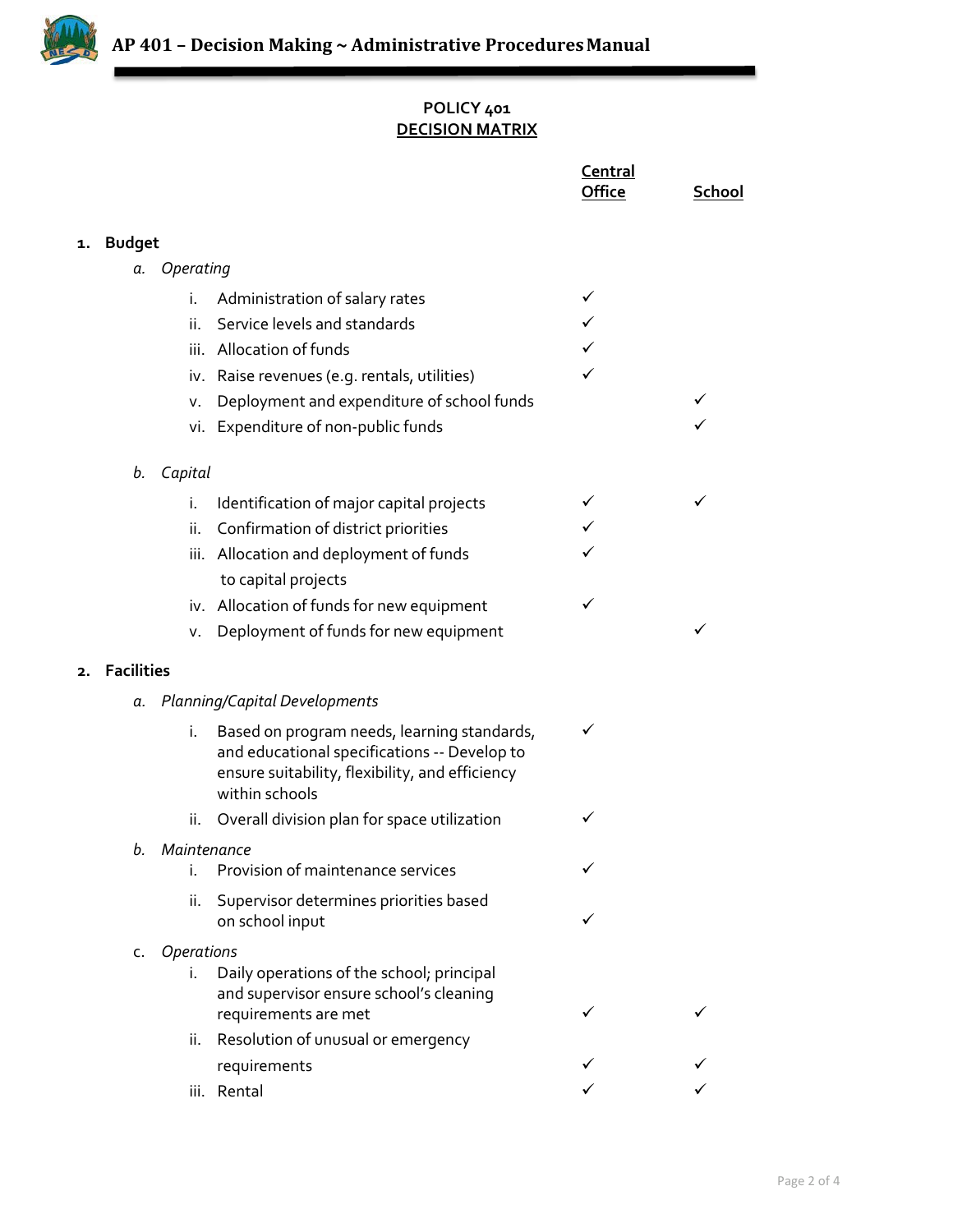## POLICY 401
## DECISION MATRIX

| | Central Office | School |
|---|---|---|
| **1. Budget** | | |
| *a. Operating* | | |
| i. Administration of salary rates | ✓ | |
| ii. Service levels and standards | ✓ | |
| iii. Allocation of funds | ✓ | |
| iv. Raise revenues (e.g. rentals, utilities) | ✓ | |
| v. Deployment and expenditure of school funds | | ✓ |
| vi. Expenditure of non-public funds | | ✓ |
| *b. Capital* | | |
| i. Identification of major capital projects | ✓ | ✓ |
| ii. Confirmation of district priorities | ✓ | |
| iii. Allocation and deployment of funds to capital projects | ✓ | |
| iv. Allocation of funds for new equipment | ✓ | |
| v. Deployment of funds for new equipment | | ✓ |
| **2. Facilities** | | |
| *a. Planning/Capital Developments* | | |
| i. Based on program needs, learning standards, and educational specifications -- Develop to ensure suitability, flexibility, and efficiency within schools | ✓ | |
| ii. Overall division plan for space utilization | ✓ | |
| *b. Maintenance* | | |
| i. Provision of maintenance services | ✓ | |
| ii. Supervisor determines priorities based on school input | ✓ | |
| *c. Operations* | | |
| i. Daily operations of the school; principal and supervisor ensure school's cleaning requirements are met | ✓ | ✓ |
| ii. Resolution of unusual or emergency requirements | ✓ | ✓ |
| iii. Rental | ✓ | ✓ |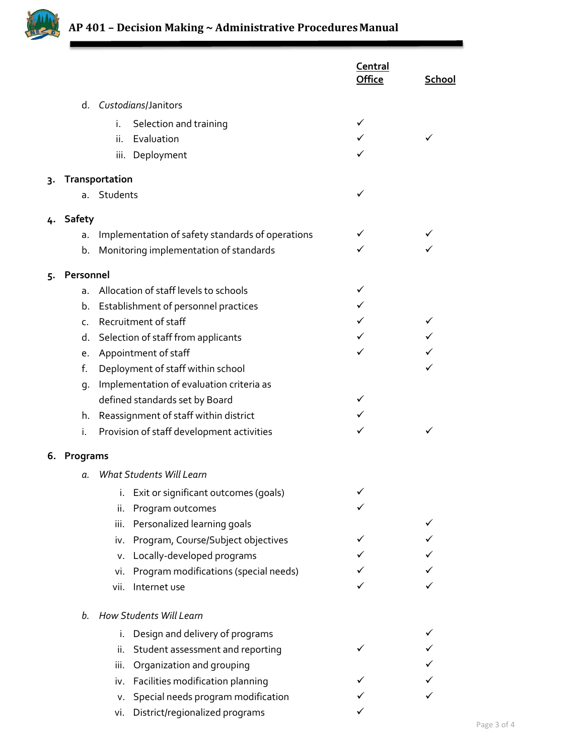| | Central Office | School |
|---|---|---|
| d. *Custodians*/Janitors | | |
| i. Selection and training | ✓ | |
| ii. Evaluation | ✓ | ✓ |
| iii. Deployment | ✓ | |
| **3. Transportation** | | |
| a. Students | ✓ | |
| **4. Safety** | | |
| a. Implementation of safety standards of operations | ✓ | ✓ |
| b. Monitoring implementation of standards | ✓ | ✓ |
| **5. Personnel** | | |
| a. Allocation of staff levels to schools | ✓ | |
| b. Establishment of personnel practices | ✓ | |
| c. Recruitment of staff | ✓ | ✓ |
| d. Selection of staff from applicants | ✓ | ✓ |
| e. Appointment of staff | ✓ | ✓ |
| f. Deployment of staff within school | | ✓ |
| g. Implementation of evaluation criteria as defined standards set by Board | ✓ | |
| h. Reassignment of staff within district | ✓ | |
| i. Provision of staff development activities | ✓ | ✓ |
| **6. Programs** | | |
| a. *What Students Will Learn* | | |
| i. Exit or significant outcomes (goals) | ✓ | |
| ii. Program outcomes | ✓ | |
| iii. Personalized learning goals | | ✓ |
| iv. Program, Course/Subject objectives | ✓ | ✓ |
| v. Locally-developed programs | ✓ | ✓ |
| vi. Program modifications (special needs) | ✓ | ✓ |
| vii. Internet use | ✓ | ✓ |
| b. *How Students Will Learn* | | |
| i. Design and delivery of programs | | ✓ |
| ii. Student assessment and reporting | ✓ | ✓ |
| iii. Organization and grouping | | ✓ |
| iv. Facilities modification planning | ✓ | ✓ |
| v. Special needs program modification | ✓ | ✓ |
| vi. District/regionalized programs | ✓ | |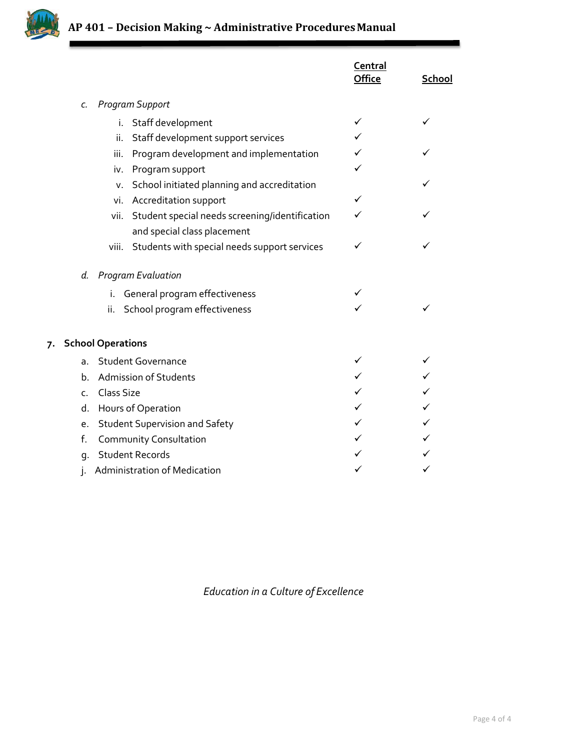| | Central Office | School |
|---|---|---|
| c. *Program Support* | | |
| i. Staff development | ✓ | ✓ |
| ii. Staff development support services | ✓ | |
| iii. Program development and implementation | ✓ | ✓ |
| iv. Program support | ✓ | |
| v. School initiated planning and accreditation | | ✓ |
| vi. Accreditation support | ✓ | |
| vii. Student special needs screening/identification and special class placement | ✓ | ✓ |
| viii. Students with special needs support services | ✓ | ✓ |
| d. *Program Evaluation* | | |
| i. General program effectiveness | ✓ | |
| ii. School program effectiveness | ✓ | ✓ |
| **7. School Operations** | | |
| a. Student Governance | ✓ | ✓ |
| b. Admission of Students | ✓ | ✓ |
| c. Class Size | ✓ | ✓ |
| d. Hours of Operation | ✓ | ✓ |
| e. Student Supervision and Safety | ✓ | ✓ |
| f. Community Consultation | ✓ | ✓ |
| g. Student Records | ✓ | ✓ |
| j. Administration of Medication | ✓ | ✓ |

*Education in a Culture of Excellence*